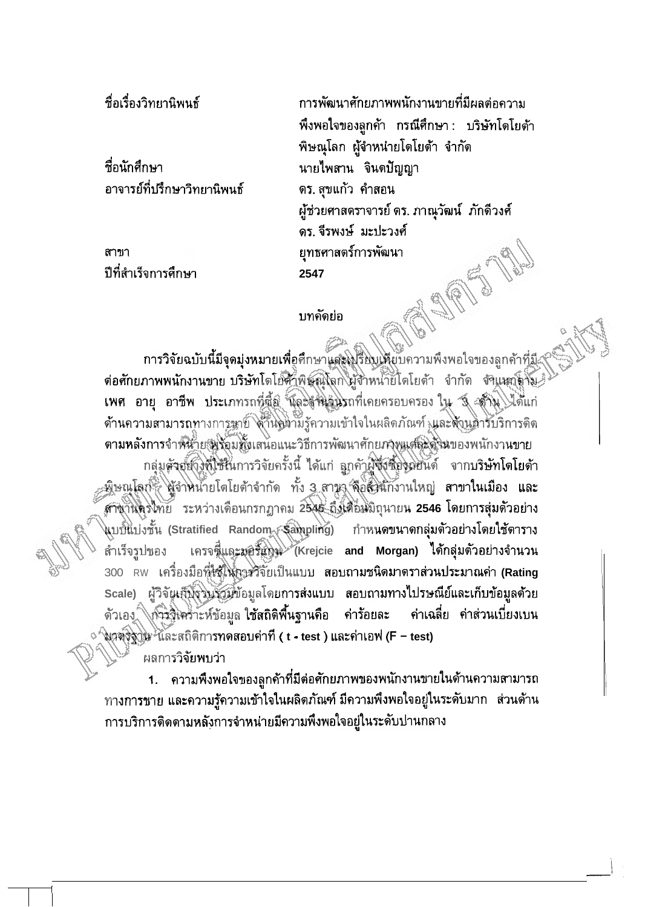| | |
|---|---|
| ชื่อเรื่องวิทยานิพนธ์ | การพัฒนาศักยภาพพนักงานขายที่มีผลต่อความพึงพอใจของลูกค้า กรณีศึกษา : บริษัทโตโยต้าพิษณุโลก ผู้จำหน่ายโตโยต้า จำกัด |
| ชื่อนักศึกษา | นายไพสาน จินดปัญญา |
| อาจารย์ที่ปรึกษาวิทยานิพนธ์ | ดร. สุขแก้ว คำสอน<br>ผู้ช่วยศาสตราจารย์ ดร. ภาณุวัฒน์ ภักดีวงศ์<br>ดร. จีรพงษ์ มะปะวงศ์ |
| สาขา | ยุทธศาสตร์การพัฒนา |
| ปีที่สำเร็จการศึกษา | 2547 |

## บทคัดย่อ

การวิจัยฉบับนี้มีจุดมุ่งหมายเพื่อศึกษาและเปรียบเทียบความพึงพอใจของลูกค้าที่มีต่อศักยภาพพนักงานขาย บริษัทโตโยต้าพิษณุโลก ผู้จำหน่ายโตโยต้า จำกัด จำแนกตาม เพศ อายุ อาชีพ ประเภทรถที่ซื้อ และจำนวนรถที่เคยครอบครอง ใน 3 ด้าน ได้แก่ ด้านความสามารถทางการขาย ด้านความรู้ความเข้าใจในผลิตภัณฑ์ และด้านการบริการติดตามหลังการจำหน่าย พร้อมทั้งเสนอแนะวิธีการพัฒนาศักยภาพแต่ละด้านของพนักงานขาย

กลุ่มตัวอย่างที่ใช้ในการวิจัยครั้งนี้ ได้แก่ ลูกค้าผู้ซื้อรถยนต์ จากบริษัทโตโยต้าพิษณุโลก ผู้จำหน่ายโตโยต้าจำกัด ทั้ง 3 สาขา คือสำนักงานใหญ่ สาขาในเมือง และสาขานครไทย ระหว่างเดือนกรกฎาคม 2545 ถึงเดือนมิถุนายน 2546 โดยการสุ่มตัวอย่างแบบแบ่งชั้น (Stratified Random Sampling) กำหนดขนาดกลุ่มตัวอย่างโดยใช้ตารางสำเร็จรูปของ เครจซี่และมอร์แกน (Krejcie and Morgan) ได้กลุ่มตัวอย่างจำนวน 300 ราย เครื่องมือที่ใช้ในการวิจัยเป็นแบบ สอบถามชนิดมาตราส่วนประมาณค่า (Rating Scale) ผู้วิจัยเก็บรวบรวมข้อมูลโดยการส่งแบบ สอบถามทางไปรษณีย์และเก็บข้อมูลด้วยตัวเอง การวิเคราะห์ข้อมูล ใช้สถิติพื้นฐานคือ ค่าร้อยละ ค่าเฉลี่ย ค่าส่วนเบี่ยงเบนมาตรฐาน และสถิติการทดสอบค่าที ( t - test ) และค่าเอฟ (F − test)

ผลการวิจัยพบว่า

1. ความพึงพอใจของลูกค้าที่มีต่อศักยภาพของพนักงานขายในด้านความสามารถทางการขาย และความรู้ความเข้าใจในผลิตภัณฑ์ มีความพึงพอใจอยู่ในระดับมาก ส่วนด้านการบริการติดตามหลังการจำหน่ายมีความพึงพอใจอยู่ในระดับปานกลาง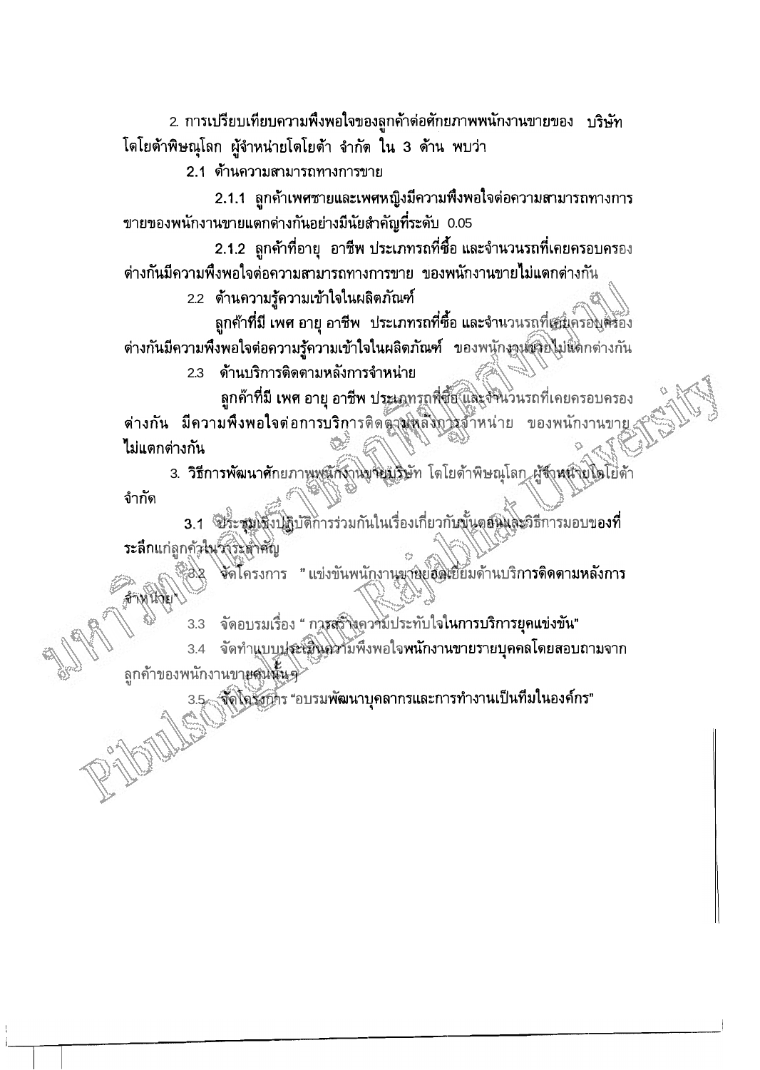2. การเปรียบเทียบความพึงพอใจของลูกค้าต่อศักยภาพพนักงานขายของ บริษัท โตโยต้าพิษณุโลก ผู้จำหน่ายโตโยต้า จำกัด ใน 3 ด้าน พบว่า

2.1 ด้านความสามารถทางการขาย

**2.1.1 ลูกค้าเพศชายและเพศหญิงมีความพึงพอใจต่อความสามารถทางการขายของพนักงานขายแตกต่างกันอย่างมีนัยสำคัญที่ระดับ** 0.05

**2.1.2 ลูกค้าที่อายุ อาชีพ ประเภทรถที่ซื้อ และจำนวนรถที่เคยครอบครองต่างกันมีความพึงพอใจต่อความสามารถทางการขาย ของพนักงานขายไม่แตกต่างกัน**

2.2 ด้านความรู้ความเข้าใจในผลิตภัณฑ์

**ลูกค้าที่มี เพศ อายุ อาชีพ ประเภทรถที่ซื้อ และจำนวนรถที่เคยครอบครองต่างกันมีความพึงพอใจต่อความรู้ความเข้าใจในผลิตภัณฑ์ ของพนักงานขายไม่แตกต่างกัน**

2.3 ด้านบริการติดตามหลังการจำหน่าย

**ลูกค้าที่มี เพศ อายุ อาชีพ ประเภทรถที่ซื้อ และจำนวนรถที่เคยครอบครองต่างกัน มีความพึงพอใจต่อการบริการติดตามหลังการจำหน่าย ของพนักงานขายไม่แตกต่างกัน**

3. **วิธีการพัฒนาศักยภาพพนักงานขายบริษัท โตโยต้าพิษณุโลก ผู้จำหน่ายโตโยต้า จำกัด**

**3.1 ประชุมเชิงปฏิบัติการร่วมกันในเรื่องเกี่ยวกับขั้นตอนและวิธีการมอบของที่ระลึกแก่ลูกค้าในวาระสำคัญ**

3.2 จัดโครงการ " แข่งขันพนักงานขายยอดเยี่ยมด้านบริการติดตามหลังการจำหน่าย"

3.3 จัดอบรมเรื่อง " การสร้างความประทับใจในการบริการยุคแข่งขัน"

3.4 จัดทำแบบประเมินความพึงพอใจพนักงานขายรายบุคคลโดยสอบถามจากลูกค้าของพนักงานขายคนนั้นๆ

3.5 จัดโครงการ "อบรมพัฒนาบุคลากรและการทำงานเป็นทีมในองค์กร"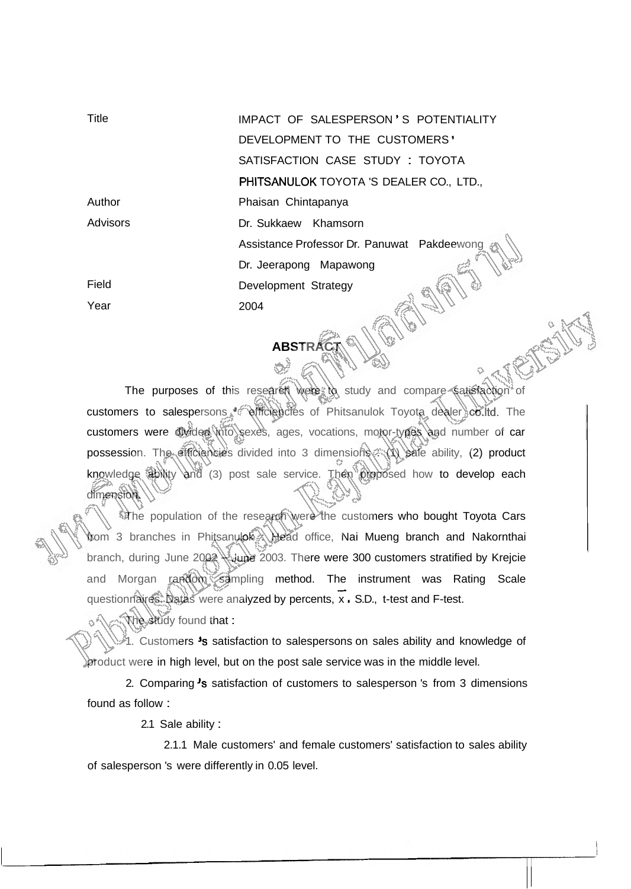| Title | IMPACT OF SALESPERSON ' S POTENTIALITY DEVELOPMENT TO THE CUSTOMERS ' SATISFACTION CASE STUDY : TOYOTA PHITSANULOK TOYOTA 'S DEALER CO., LTD., |
|---|---|
| Author | Phaisan Chintapanya |
| Advisors | Dr. Sukkaew Khamsorn |
| | Assistance Professor Dr. Panuwat Pakdeewong |
| | Dr. Jeerapong Mapawong |
| Field | Development Strategy |
| Year | 2004 |

## ABSTRACT

The purposes of this research were to study and compare satisfaction of customers to salespersons ' efficiencies of Phitsanulok Toyota dealer co.ltd. The customers were divided into sexes, ages, vocations, motor-types and number of car possession. The efficiencies divided into 3 dimensions : (1) sale ability, (2) product knowledge ability and (3) post sale service. Then proposed how to develop each dimension.

The population of the research were the customers who bought Toyota Cars from 3 branches in Phitsanulok : Head office, Nai Mueng branch and Nakornthai branch, during June 2002 – June 2003. There were 300 customers stratified by Krejcie and Morgan random sampling method. The instrument was Rating Scale questionnaires. Datas were analyzed by percents, $\bar{x}$, S.D., t-test and F-test.

The study found that :

1. Customers 's satisfaction to salespersons on sales ability and knowledge of product were in high level, but on the post sale service was in the middle level.

2. Comparing 's satisfaction of customers to salesperson 's from 3 dimensions found as follow :

2.1 Sale ability :

2.1.1 Male customers' and female customers' satisfaction to sales ability of salesperson 's were differently in 0.05 level.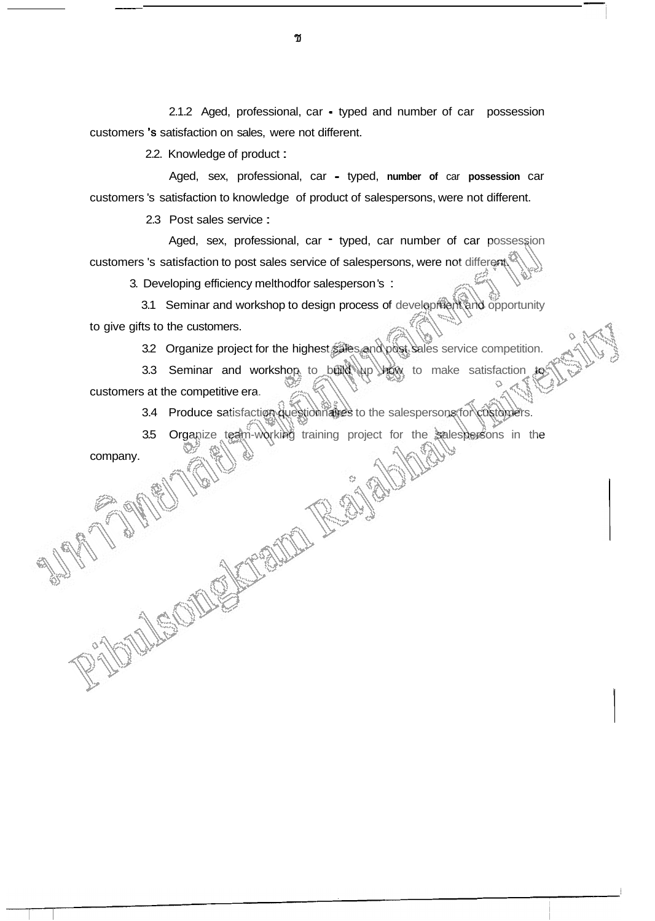2.1.2 Aged, professional, car - typed and number of car possession customers 's satisfaction on sales, were not different.

2.2. Knowledge of product :

Aged, sex, professional, car - typed, **number of** car **possession** car customers 's satisfaction to knowledge of product of salespersons, were not different.

2.3 Post sales service :

Aged, sex, professional, car - typed, car number of car possession customers 's satisfaction to post sales service of salespersons, were not different.

3. Developing efficiency melthodfor salesperson's :

3.1 Seminar and workshop to design process of development and opportunity to give gifts to the customers.

3.2 Organize project for the highest sales and post sales service competition.

3.3 Seminar and workshop to build up how to make satisfaction to customers at the competitive era.

3.4 Produce satisfaction questionnaires to the salespersons for customers.

3.5 Organize team-working training project for the salespersons in the company.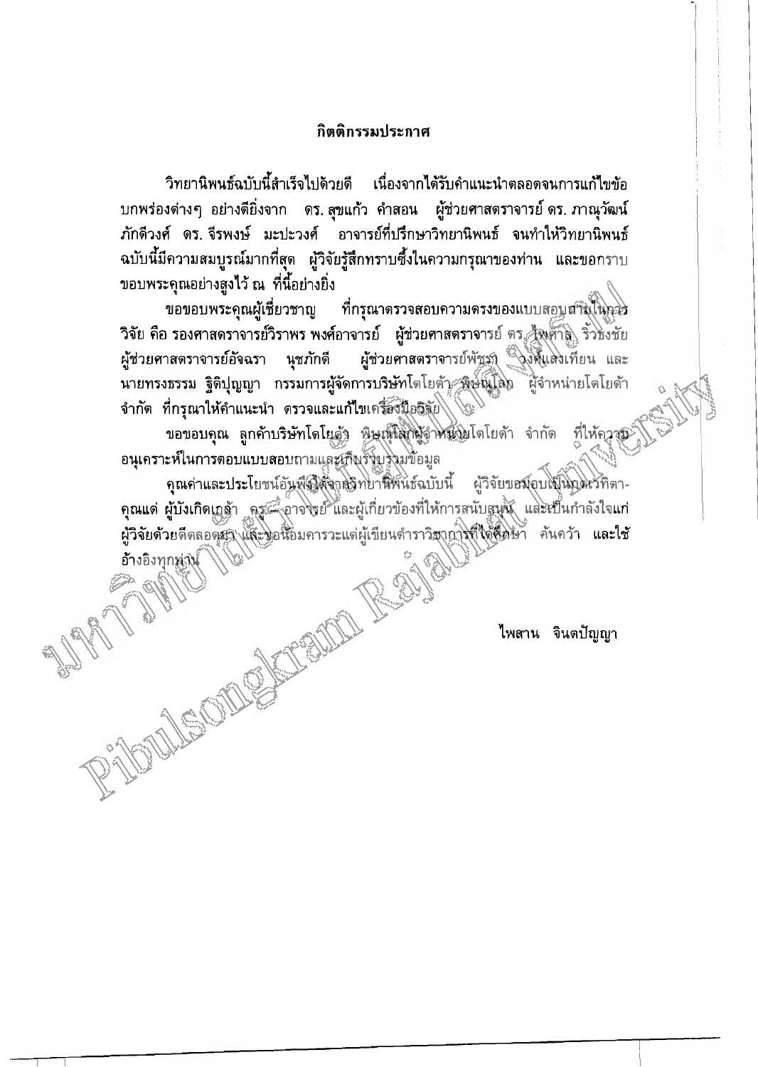# กิตติกรรมประกาศ

วิทยานิพนธ์ฉบับนี้สำเร็จไปด้วยดี เนื่องจากได้รับคำแนะนำตลอดจนการแก้ไขข้อบกพร่องต่างๆ อย่างดียิ่งจาก ดร. สุขแก้ว คำสอน ผู้ช่วยศาสตราจารย์ ดร. ภาณุวัฒน์ ภักดีวงศ์ ดร. จีรพงษ์ มะปะวงศ์ อาจารย์ที่ปรึกษาวิทยานิพนธ์ จนทำให้วิทยานิพนธ์ฉบับนี้มีความสมบูรณ์มากที่สุด ผู้วิจัยรู้สึกทราบซึ้งในความกรุณาของท่าน และขอกราบขอบพระคุณอย่างสูงไว้ ณ ที่นี้อย่างยิ่ง

ขอขอบพระคุณผู้เชี่ยวชาญ ที่กรุณาตรวจสอบความตรงของแบบสอบถามในการวิจัย คือ รองศาสตราจารย์วิราพร พงศ์อาจารย์ ผู้ช่วยศาสตราจารย์ ดร. ไพศาล ริ้วธงชัย ผู้ช่วยศาสตราจารย์อัจฉรา นุชภักดี ผู้ช่วยศาสตราจารย์พัชรา วงศ์แสงเทียน และนายทรงธรรม ฐิติปุญญา กรรมการผู้จัดการบริษัทโตโยต้า พิษณุโลก ผู้จำหน่ายโตโยต้า จำกัด ที่กรุณาให้คำแนะนำ ตรวจและแก้ไขเครื่องมือวิจัย

ขอขอบคุณ ลูกค้าบริษัทโตโยต้า พิษณุโลกผู้จำหน่ายโตโยต้า จำกัด ที่ให้ความอนุเคราะห์ในการตอบแบบสอบถามและเก็บรวบรวมข้อมูล

คุณค่าและประโยชน์อันพึงได้จากวิทยานิพนธ์ฉบับนี้ ผู้วิจัยขอมอบเป็นกตเวทิตาคุณแด่ ผู้บังเกิดเกล้า ครู – อาจารย์ และผู้เกี่ยวข้องที่ให้การสนับสนุน และเป็นกำลังใจแก่ผู้วิจัยด้วยดีตลอดมา และขอน้อมคารวะแด่ผู้เขียนตำราวิชาการที่ได้ศึกษา ค้นคว้า และใช้อ้างอิงทุกท่าน

ไพสาน จินดปัญญา